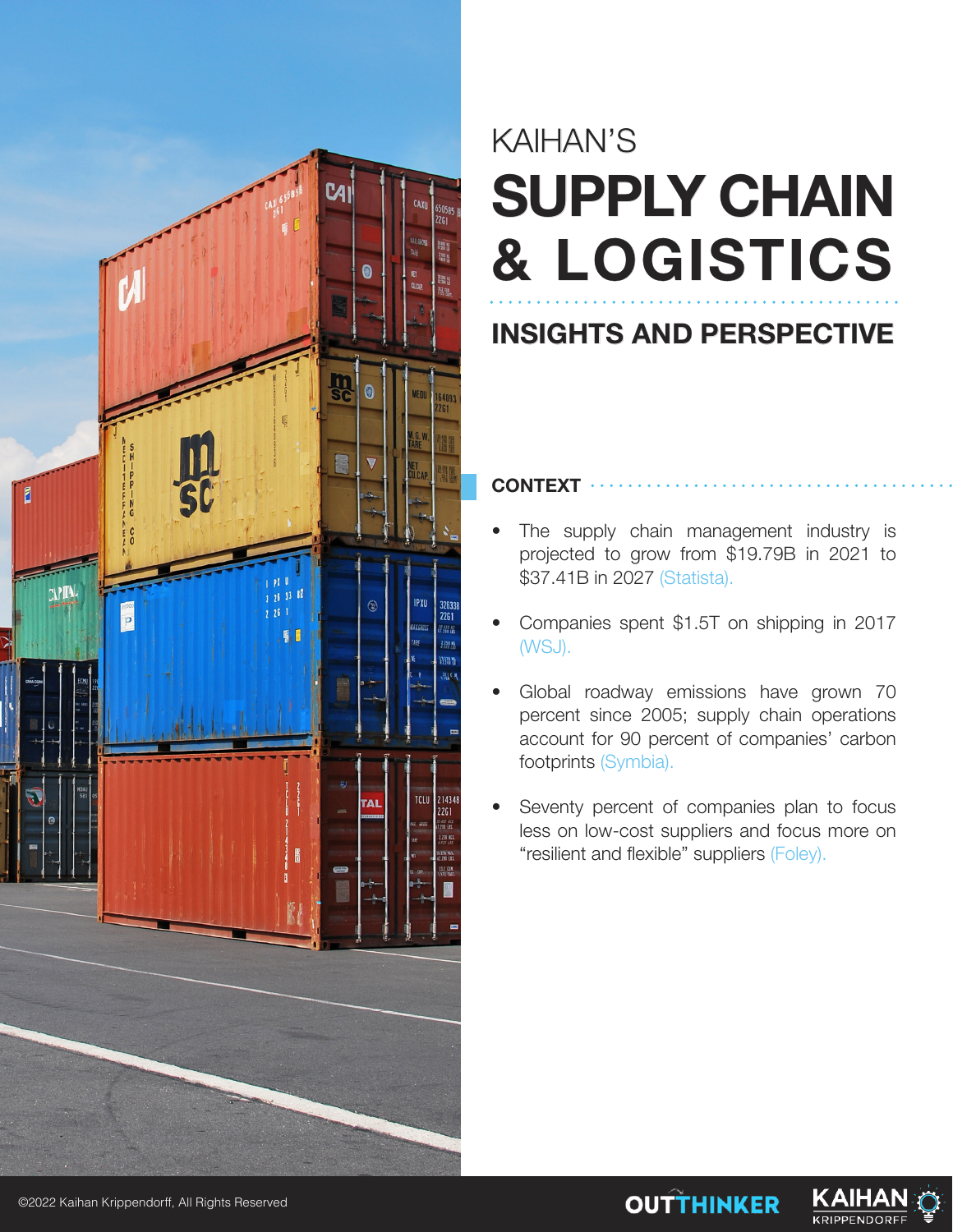KAIHAN'S

# SUPPLY CHAIN & LOGISTICS

## INSIGHTS AND PERSPECTIVE

### CONTEXT

- The supply chain management industry is projected to grow from $19.79B in 2021 to $37.41B in 2027 (Statista).
- Companies spent $1.5T on shipping in 2017 (WSJ).
- Global roadway emissions have grown 70 percent since 2005; supply chain operations account for 90 percent of companies' carbon footprints (Symbia).
- Seventy percent of companies plan to focus less on low-cost suppliers and focus more on "resilient and flexible" suppliers (Foley).

©2022 Kaihan Krippendorff, All Rights Reserved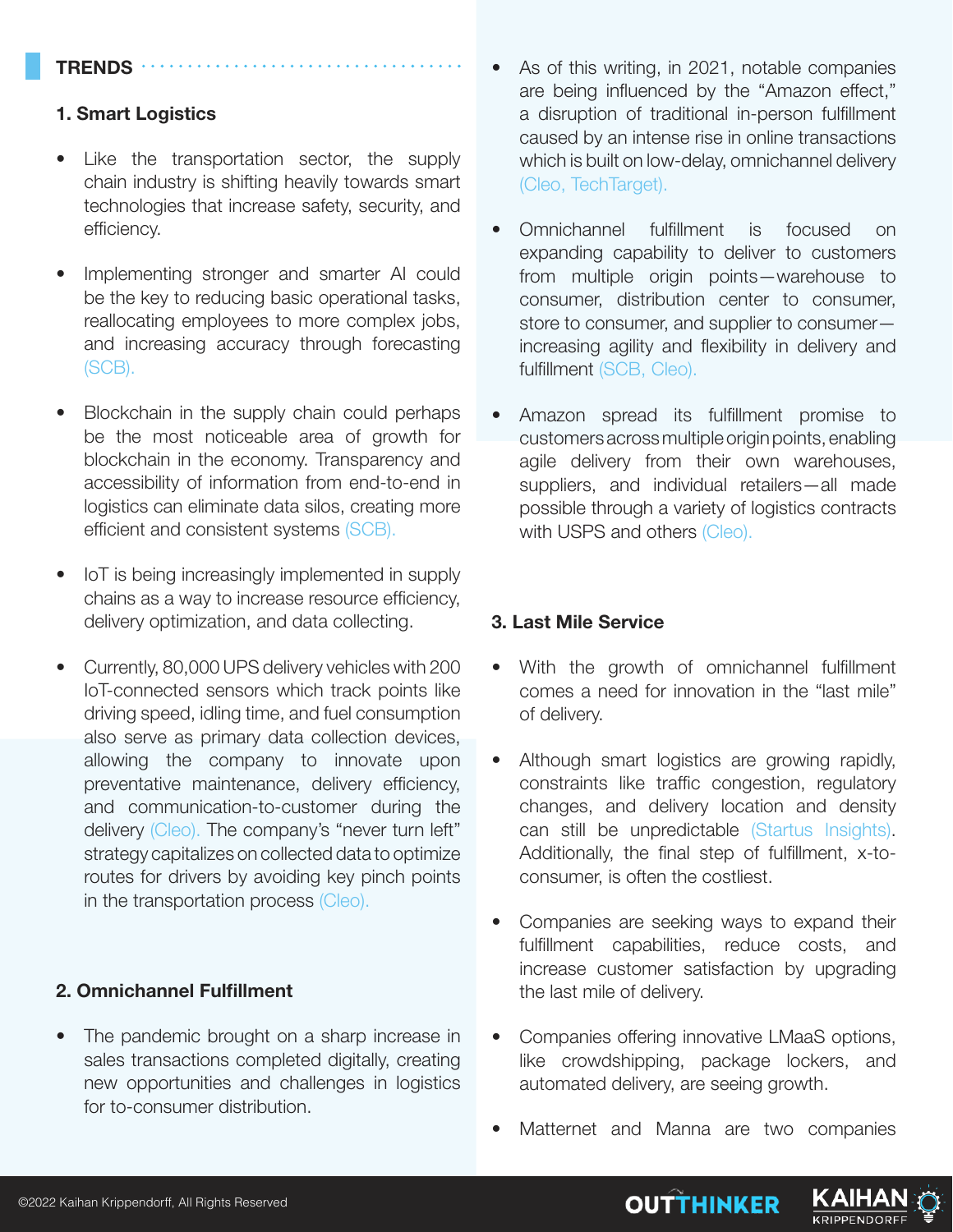## TRENDS

### 1. Smart Logistics

- Like the transportation sector, the supply chain industry is shifting heavily towards smart technologies that increase safety, security, and efficiency.
- Implementing stronger and smarter AI could be the key to reducing basic operational tasks, reallocating employees to more complex jobs, and increasing accuracy through forecasting (SCB).
- Blockchain in the supply chain could perhaps be the most noticeable area of growth for blockchain in the economy. Transparency and accessibility of information from end-to-end in logistics can eliminate data silos, creating more efficient and consistent systems (SCB).
- IoT is being increasingly implemented in supply chains as a way to increase resource efficiency, delivery optimization, and data collecting.
- Currently, 80,000 UPS delivery vehicles with 200 IoT-connected sensors which track points like driving speed, idling time, and fuel consumption also serve as primary data collection devices, allowing the company to innovate upon preventative maintenance, delivery efficiency, and communication-to-customer during the delivery (Cleo). The company's "never turn left" strategy capitalizes on collected data to optimize routes for drivers by avoiding key pinch points in the transportation process (Cleo).

### 2. Omnichannel Fulfillment

- The pandemic brought on a sharp increase in sales transactions completed digitally, creating new opportunities and challenges in logistics for to-consumer distribution.
- As of this writing, in 2021, notable companies are being influenced by the "Amazon effect," a disruption of traditional in-person fulfillment caused by an intense rise in online transactions which is built on low-delay, omnichannel delivery (Cleo, TechTarget).
- Omnichannel fulfillment is focused on expanding capability to deliver to customers from multiple origin points—warehouse to consumer, distribution center to consumer, store to consumer, and supplier to consumer—increasing agility and flexibility in delivery and fulfillment (SCB, Cleo).
- Amazon spread its fulfillment promise to customers across multiple origin points, enabling agile delivery from their own warehouses, suppliers, and individual retailers—all made possible through a variety of logistics contracts with USPS and others (Cleo).

### 3. Last Mile Service

- With the growth of omnichannel fulfillment comes a need for innovation in the "last mile" of delivery.
- Although smart logistics are growing rapidly, constraints like traffic congestion, regulatory changes, and delivery location and density can still be unpredictable (Startus Insights). Additionally, the final step of fulfillment, x-to-consumer, is often the costliest.
- Companies are seeking ways to expand their fulfillment capabilities, reduce costs, and increase customer satisfaction by upgrading the last mile of delivery.
- Companies offering innovative LMaaS options, like crowdshipping, package lockers, and automated delivery, are seeing growth.
- Matternet and Manna are two companies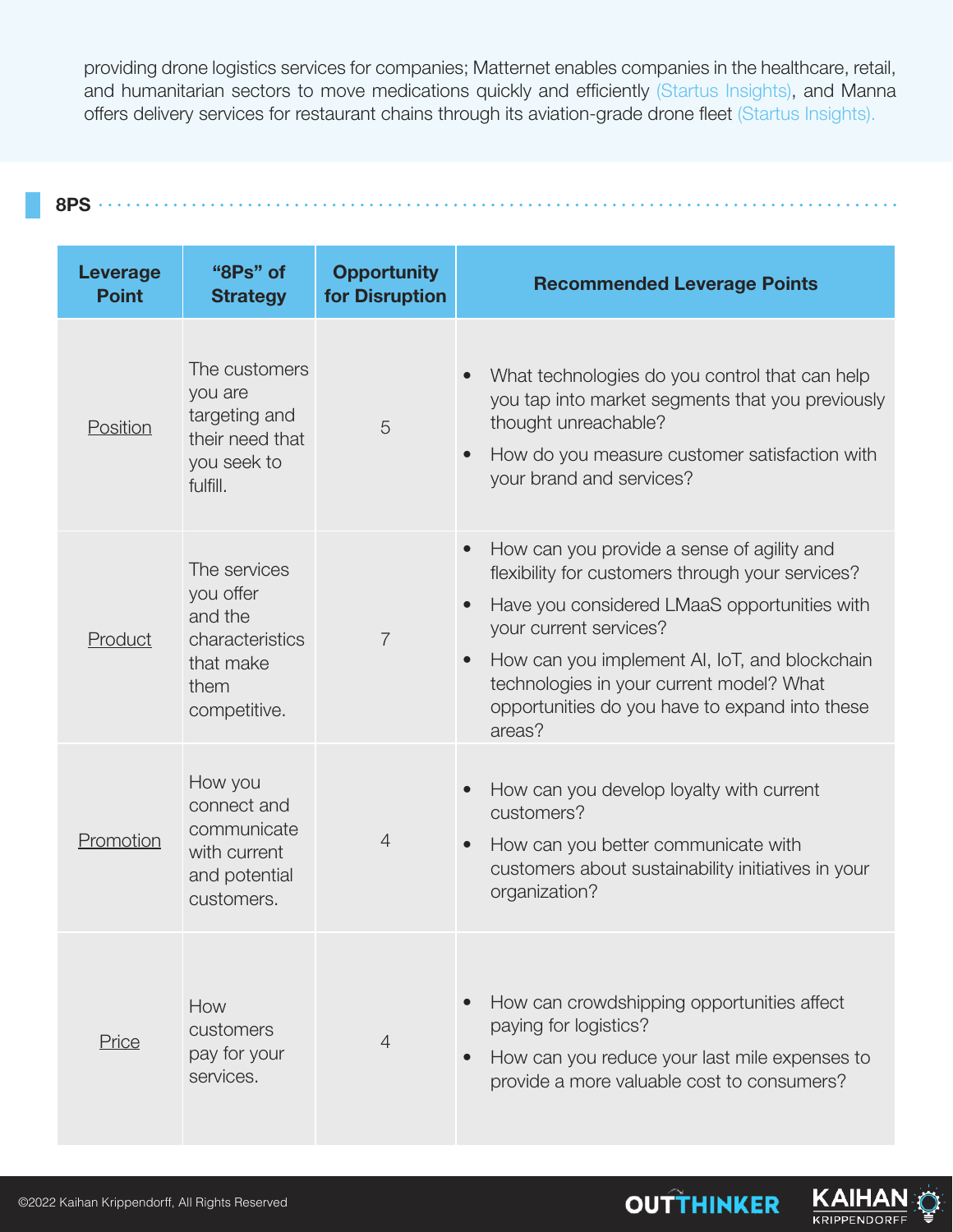providing drone logistics services for companies; Matternet enables companies in the healthcare, retail, and humanitarian sectors to move medications quickly and efficiently (Startus Insights), and Manna offers delivery services for restaurant chains through its aviation-grade drone fleet (Startus Insights).

## 8PS

| Leverage Point | "8Ps" of Strategy | Opportunity for Disruption | Recommended Leverage Points |
|---|---|---|---|
| Position | The customers you are targeting and their need that you seek to fulfill. | 5 | • What technologies do you control that can help you tap into market segments that you previously thought unreachable?<br>• How do you measure customer satisfaction with your brand and services? |
| Product | The services you offer and the characteristics that make them competitive. | 7 | • How can you provide a sense of agility and flexibility for customers through your services?<br>• Have you considered LMaaS opportunities with your current services?<br>• How can you implement AI, IoT, and blockchain technologies in your current model? What opportunities do you have to expand into these areas? |
| Promotion | How you connect and communicate with current and potential customers. | 4 | • How can you develop loyalty with current customers?<br>• How can you better communicate with customers about sustainability initiatives in your organization? |
| Price | How customers pay for your services. | 4 | • How can crowdshipping opportunities affect paying for logistics?<br>• How can you reduce your last mile expenses to provide a more valuable cost to consumers? |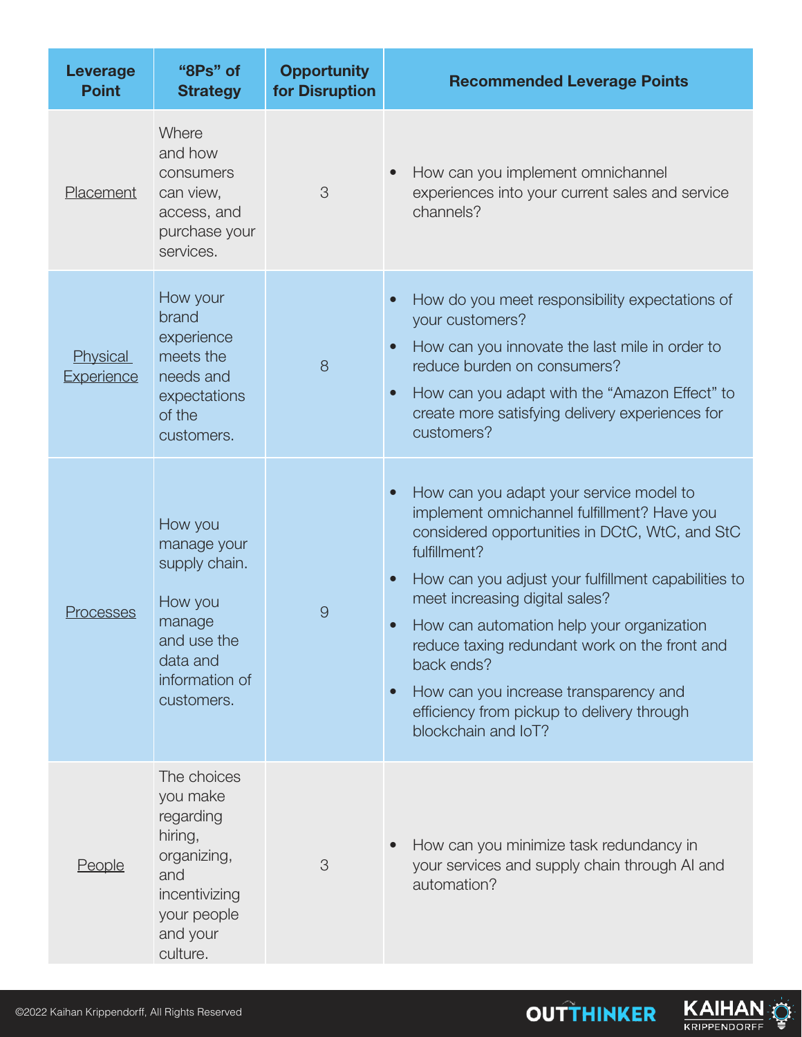| Leverage Point | "8Ps" of Strategy | Opportunity for Disruption | Recommended Leverage Points |
| --- | --- | --- | --- |
| Placement | Where and how consumers can view, access, and purchase your services. | 3 | • How can you implement omnichannel experiences into your current sales and service channels? |
| Physical Experience | How your brand experience meets the needs and expectations of the customers. | 8 | • How do you meet responsibility expectations of your customers?<br>• How can you innovate the last mile in order to reduce burden on consumers?<br>• How can you adapt with the "Amazon Effect" to create more satisfying delivery experiences for customers? |
| Processes | How you manage your supply chain.<br><br>How you manage and use the data and information of customers. | 9 | • How can you adapt your service model to implement omnichannel fulfillment? Have you considered opportunities in DCtC, WtC, and StC fulfillment?<br>• How can you adjust your fulfillment capabilities to meet increasing digital sales?<br>• How can automation help your organization reduce taxing redundant work on the front and back ends?<br>• How can you increase transparency and efficiency from pickup to delivery through blockchain and IoT? |
| People | The choices you make regarding hiring, organizing, and incentivizing your people and your culture. | 3 | • How can you minimize task redundancy in your services and supply chain through AI and automation? |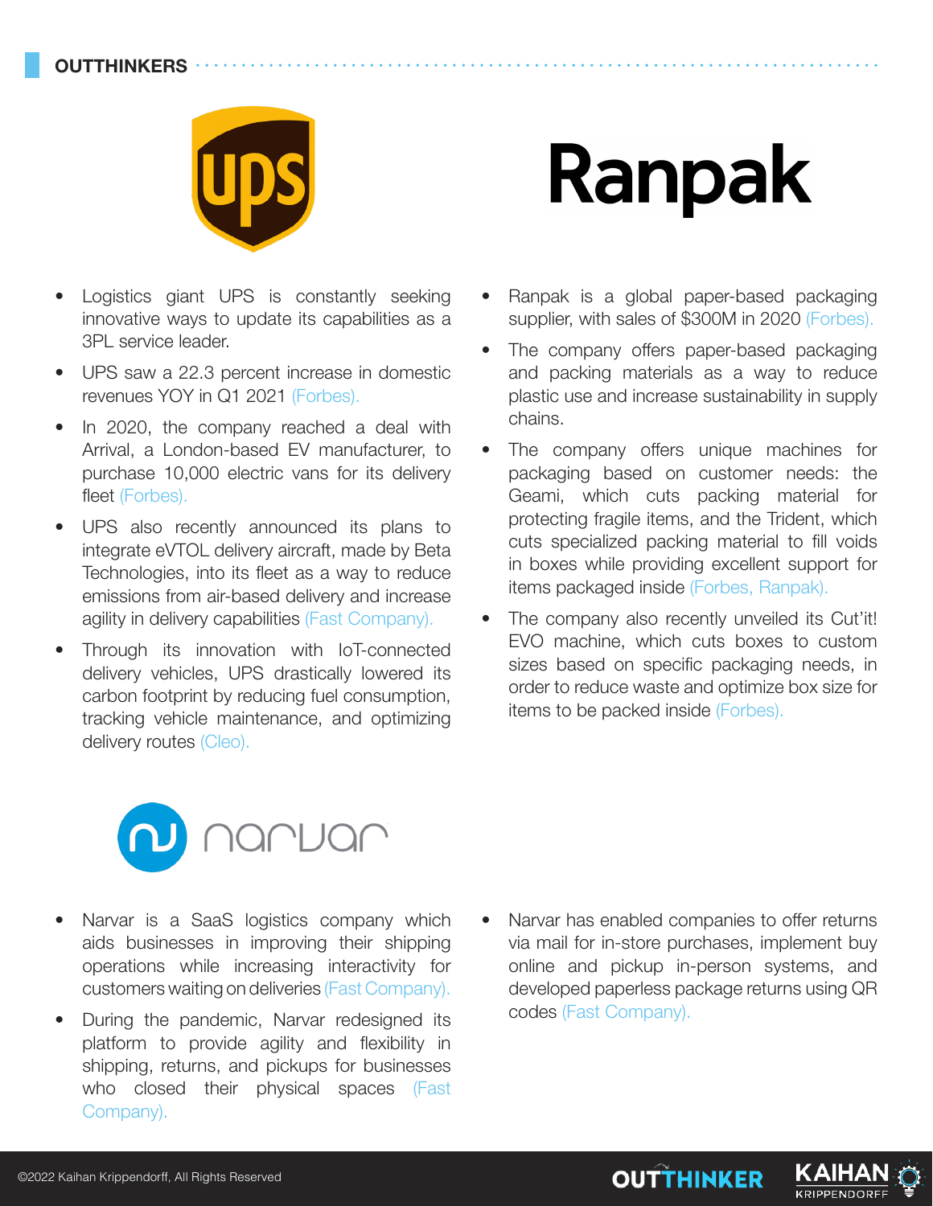## OUTTHINKERS

### UPS

- Logistics giant UPS is constantly seeking innovative ways to update its capabilities as a 3PL service leader.
- UPS saw a 22.3 percent increase in domestic revenues YOY in Q1 2021 (Forbes).
- In 2020, the company reached a deal with Arrival, a London-based EV manufacturer, to purchase 10,000 electric vans for its delivery fleet (Forbes).
- UPS also recently announced its plans to integrate eVTOL delivery aircraft, made by Beta Technologies, into its fleet as a way to reduce emissions from air-based delivery and increase agility in delivery capabilities (Fast Company).
- Through its innovation with IoT-connected delivery vehicles, UPS drastically lowered its carbon footprint by reducing fuel consumption, tracking vehicle maintenance, and optimizing delivery routes (Cleo).

### Ranpak

- Ranpak is a global paper-based packaging supplier, with sales of $300M in 2020 (Forbes).
- The company offers paper-based packaging and packing materials as a way to reduce plastic use and increase sustainability in supply chains.
- The company offers unique machines for packaging based on customer needs: the Geami, which cuts packing material for protecting fragile items, and the Trident, which cuts specialized packing material to fill voids in boxes while providing excellent support for items packaged inside (Forbes, Ranpak).
- The company also recently unveiled its Cut'it! EVO machine, which cuts boxes to custom sizes based on specific packaging needs, in order to reduce waste and optimize box size for items to be packed inside (Forbes).

### narvar

- Narvar is a SaaS logistics company which aids businesses in improving their shipping operations while increasing interactivity for customers waiting on deliveries (Fast Company).
- During the pandemic, Narvar redesigned its platform to provide agility and flexibility in shipping, returns, and pickups for businesses who closed their physical spaces (Fast Company).
- Narvar has enabled companies to offer returns via mail for in-store purchases, implement buy online and pickup in-person systems, and developed paperless package returns using QR codes (Fast Company).

©2022 Kaihan Krippendorff, All Rights Reserved